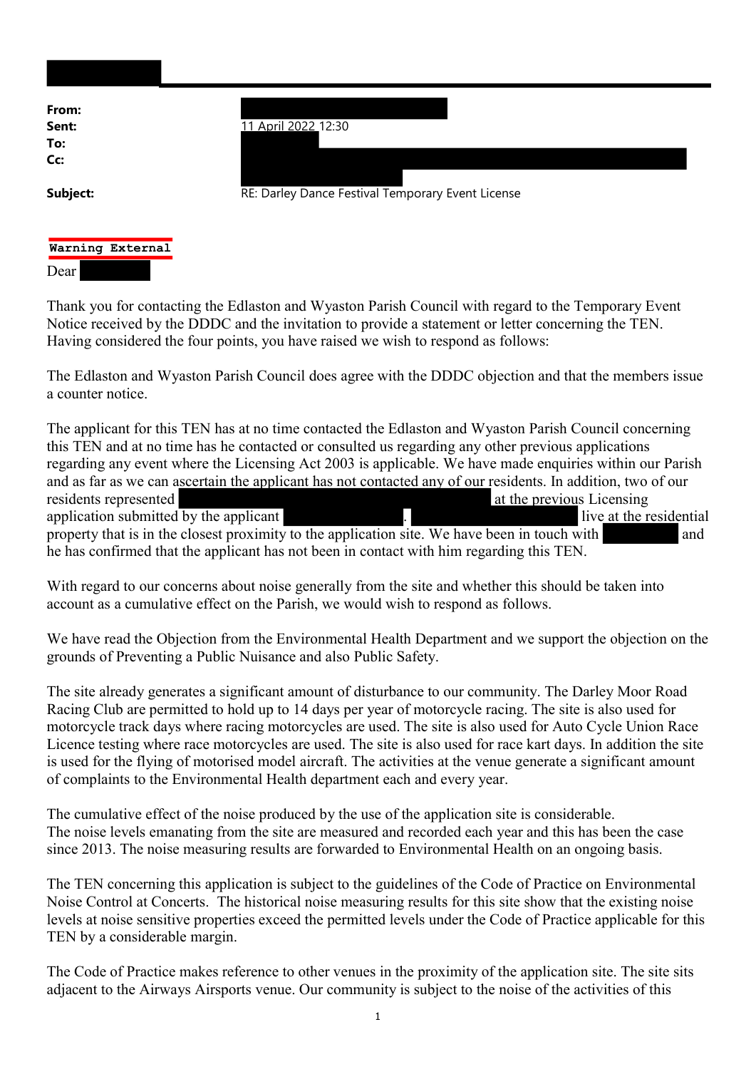**From:**
**Sent:** 11 April 2022 12:30
**To:**
**Cc:**

**Subject:** RE: Darley Dance Festival Temporary Event License

**Warning External**

Dear

Thank you for contacting the Edlaston and Wyaston Parish Council with regard to the Temporary Event Notice received by the DDDC and the invitation to provide a statement or letter concerning the TEN. Having considered the four points, you have raised we wish to respond as follows:

The Edlaston and Wyaston Parish Council does agree with the DDDC objection and that the members issue a counter notice.

The applicant for this TEN has at no time contacted the Edlaston and Wyaston Parish Council concerning this TEN and at no time has he contacted or consulted us regarding any other previous applications regarding any event where the Licensing Act 2003 is applicable. We have made enquiries within our Parish and as far as we can ascertain the applicant has not contacted any of our residents. In addition, two of our residents represented at the previous Licensing application submitted by the applicant . live at the residential property that is in the closest proximity to the application site. We have been in touch with and he has confirmed that the applicant has not been in contact with him regarding this TEN.

With regard to our concerns about noise generally from the site and whether this should be taken into account as a cumulative effect on the Parish, we would wish to respond as follows.

We have read the Objection from the Environmental Health Department and we support the objection on the grounds of Preventing a Public Nuisance and also Public Safety.

The site already generates a significant amount of disturbance to our community. The Darley Moor Road Racing Club are permitted to hold up to 14 days per year of motorcycle racing. The site is also used for motorcycle track days where racing motorcycles are used. The site is also used for Auto Cycle Union Race Licence testing where race motorcycles are used. The site is also used for race kart days. In addition the site is used for the flying of motorised model aircraft. The activities at the venue generate a significant amount of complaints to the Environmental Health department each and every year.

The cumulative effect of the noise produced by the use of the application site is considerable.
The noise levels emanating from the site are measured and recorded each year and this has been the case since 2013. The noise measuring results are forwarded to Environmental Health on an ongoing basis.

The TEN concerning this application is subject to the guidelines of the Code of Practice on Environmental Noise Control at Concerts. The historical noise measuring results for this site show that the existing noise levels at noise sensitive properties exceed the permitted levels under the Code of Practice applicable for this TEN by a considerable margin.

The Code of Practice makes reference to other venues in the proximity of the application site. The site sits adjacent to the Airways Airsports venue. Our community is subject to the noise of the activities of this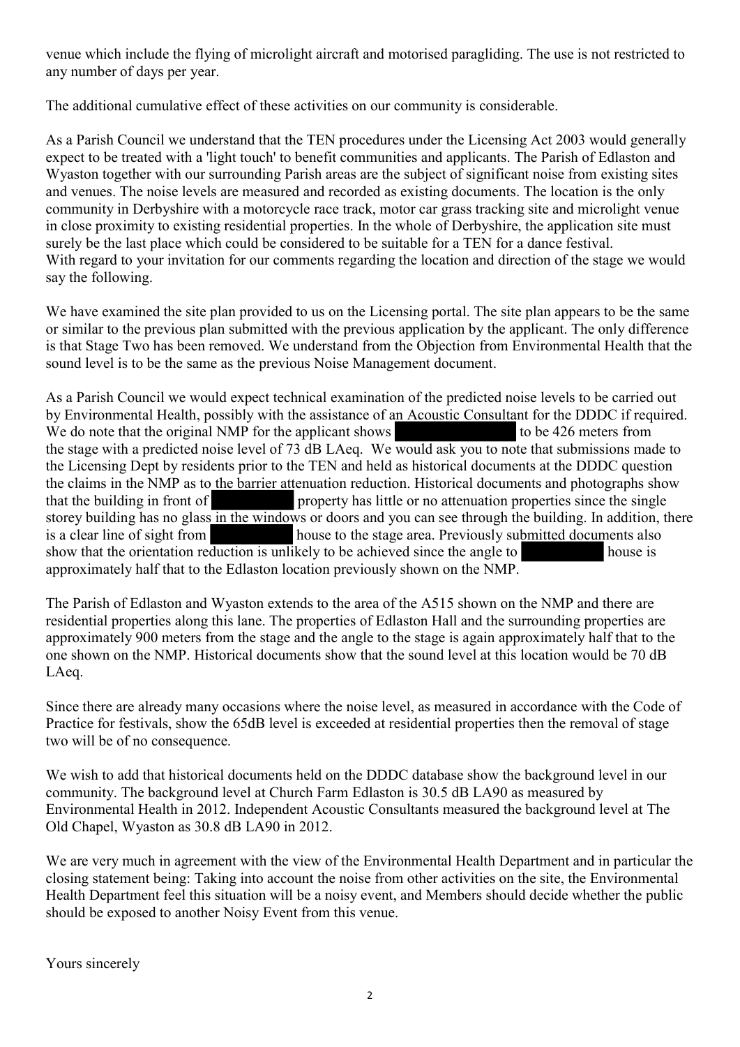venue which include the flying of microlight aircraft and motorised paragliding. The use is not restricted to any number of days per year.

The additional cumulative effect of these activities on our community is considerable.

As a Parish Council we understand that the TEN procedures under the Licensing Act 2003 would generally expect to be treated with a 'light touch' to benefit communities and applicants. The Parish of Edlaston and Wyaston together with our surrounding Parish areas are the subject of significant noise from existing sites and venues. The noise levels are measured and recorded as existing documents. The location is the only community in Derbyshire with a motorcycle race track, motor car grass tracking site and microlight venue in close proximity to existing residential properties. In the whole of Derbyshire, the application site must surely be the last place which could be considered to be suitable for a TEN for a dance festival.
With regard to your invitation for our comments regarding the location and direction of the stage we would say the following.

We have examined the site plan provided to us on the Licensing portal. The site plan appears to be the same or similar to the previous plan submitted with the previous application by the applicant. The only difference is that Stage Two has been removed. We understand from the Objection from Environmental Health that the sound level is to be the same as the previous Noise Management document.

As a Parish Council we would expect technical examination of the predicted noise levels to be carried out by Environmental Health, possibly with the assistance of an Acoustic Consultant for the DDDC if required. We do note that the original NMP for the applicant shows [redacted] to be 426 meters from the stage with a predicted noise level of 73 dB LAeq. We would ask you to note that submissions made to the Licensing Dept by residents prior to the TEN and held as historical documents at the DDDC question the claims in the NMP as to the barrier attenuation reduction. Historical documents and photographs show that the building in front of [redacted] property has little or no attenuation properties since the single storey building has no glass in the windows or doors and you can see through the building. In addition, there is a clear line of sight from [redacted] house to the stage area. Previously submitted documents also show that the orientation reduction is unlikely to be achieved since the angle to [redacted] house is approximately half that to the Edlaston location previously shown on the NMP.

The Parish of Edlaston and Wyaston extends to the area of the A515 shown on the NMP and there are residential properties along this lane. The properties of Edlaston Hall and the surrounding properties are approximately 900 meters from the stage and the angle to the stage is again approximately half that to the one shown on the NMP. Historical documents show that the sound level at this location would be 70 dB LAeq.

Since there are already many occasions where the noise level, as measured in accordance with the Code of Practice for festivals, show the 65dB level is exceeded at residential properties then the removal of stage two will be of no consequence.

We wish to add that historical documents held on the DDDC database show the background level in our community. The background level at Church Farm Edlaston is 30.5 dB LA90 as measured by Environmental Health in 2012. Independent Acoustic Consultants measured the background level at The Old Chapel, Wyaston as 30.8 dB LA90 in 2012.

We are very much in agreement with the view of the Environmental Health Department and in particular the closing statement being: Taking into account the noise from other activities on the site, the Environmental Health Department feel this situation will be a noisy event, and Members should decide whether the public should be exposed to another Noisy Event from this venue.

Yours sincerely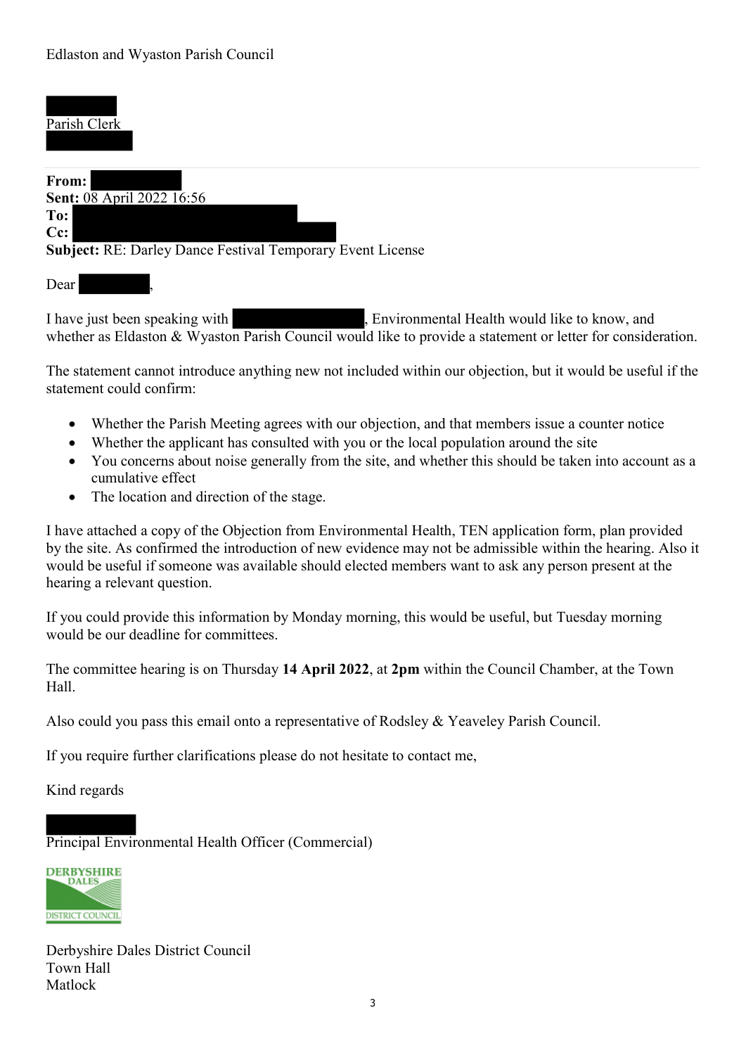Edlaston and Wyaston Parish Council

Parish Clerk

---

**From:**
**Sent:** 08 April 2022 16:56
**To:**
**Cc:**
**Subject:** RE: Darley Dance Festival Temporary Event License

Dear ,

I have just been speaking with , Environmental Health would like to know, and whether as Eldaston & Wyaston Parish Council would like to provide a statement or letter for consideration.

The statement cannot introduce anything new not included within our objection, but it would be useful if the statement could confirm:

- Whether the Parish Meeting agrees with our objection, and that members issue a counter notice
- Whether the applicant has consulted with you or the local population around the site
- You concerns about noise generally from the site, and whether this should be taken into account as a cumulative effect
- The location and direction of the stage.

I have attached a copy of the Objection from Environmental Health, TEN application form, plan provided by the site. As confirmed the introduction of new evidence may not be admissible within the hearing. Also it would be useful if someone was available should elected members want to ask any person present at the hearing a relevant question.

If you could provide this information by Monday morning, this would be useful, but Tuesday morning would be our deadline for committees.

The committee hearing is on Thursday **14 April 2022**, at **2pm** within the Council Chamber, at the Town Hall.

Also could you pass this email onto a representative of Rodsley & Yeaveley Parish Council.

If you require further clarifications please do not hesitate to contact me,

Kind regards

Principal Environmental Health Officer (Commercial)

DERBYSHIRE DALES DISTRICT COUNCIL

Derbyshire Dales District Council
Town Hall
Matlock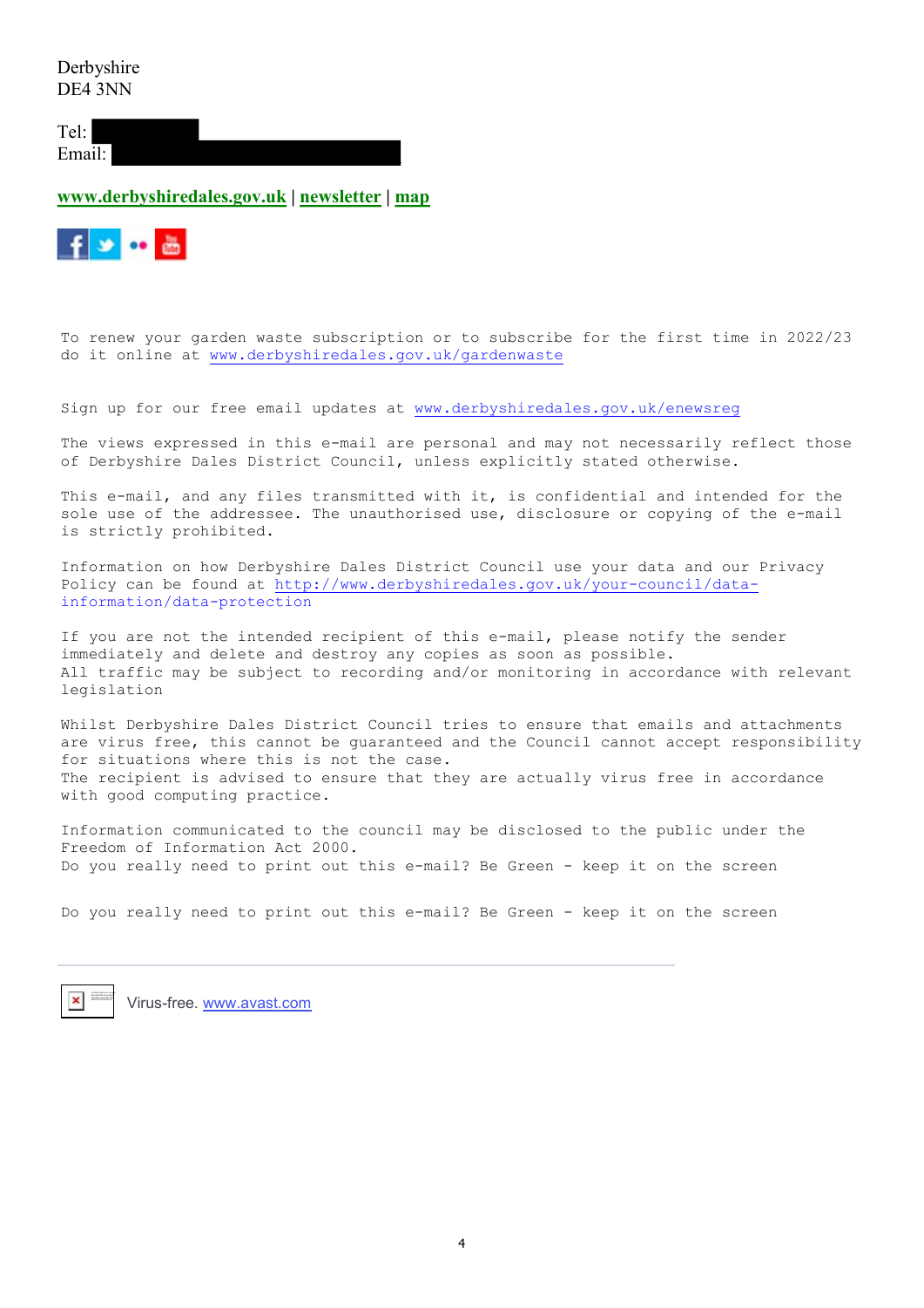Derbyshire
DE4 3NN

Tel: [redacted]
Email: [redacted]

**www.derbyshiredales.gov.uk | newsletter | map**

To renew your garden waste subscription or to subscribe for the first time in 2022/23 do it online at www.derbyshiredales.gov.uk/gardenwaste

Sign up for our free email updates at www.derbyshiredales.gov.uk/enewsreg

The views expressed in this e-mail are personal and may not necessarily reflect those of Derbyshire Dales District Council, unless explicitly stated otherwise.

This e-mail, and any files transmitted with it, is confidential and intended for the sole use of the addressee. The unauthorised use, disclosure or copying of the e-mail is strictly prohibited.

Information on how Derbyshire Dales District Council use your data and our Privacy Policy can be found at http://www.derbyshiredales.gov.uk/your-council/data-information/data-protection

If you are not the intended recipient of this e-mail, please notify the sender immediately and delete and destroy any copies as soon as possible.
All traffic may be subject to recording and/or monitoring in accordance with relevant legislation

Whilst Derbyshire Dales District Council tries to ensure that emails and attachments are virus free, this cannot be guaranteed and the Council cannot accept responsibility for situations where this is not the case.
The recipient is advised to ensure that they are actually virus free in accordance with good computing practice.

Information communicated to the council may be disclosed to the public under the Freedom of Information Act 2000.
Do you really need to print out this e-mail? Be Green - keep it on the screen

Do you really need to print out this e-mail? Be Green - keep it on the screen

---

Virus-free. www.avast.com